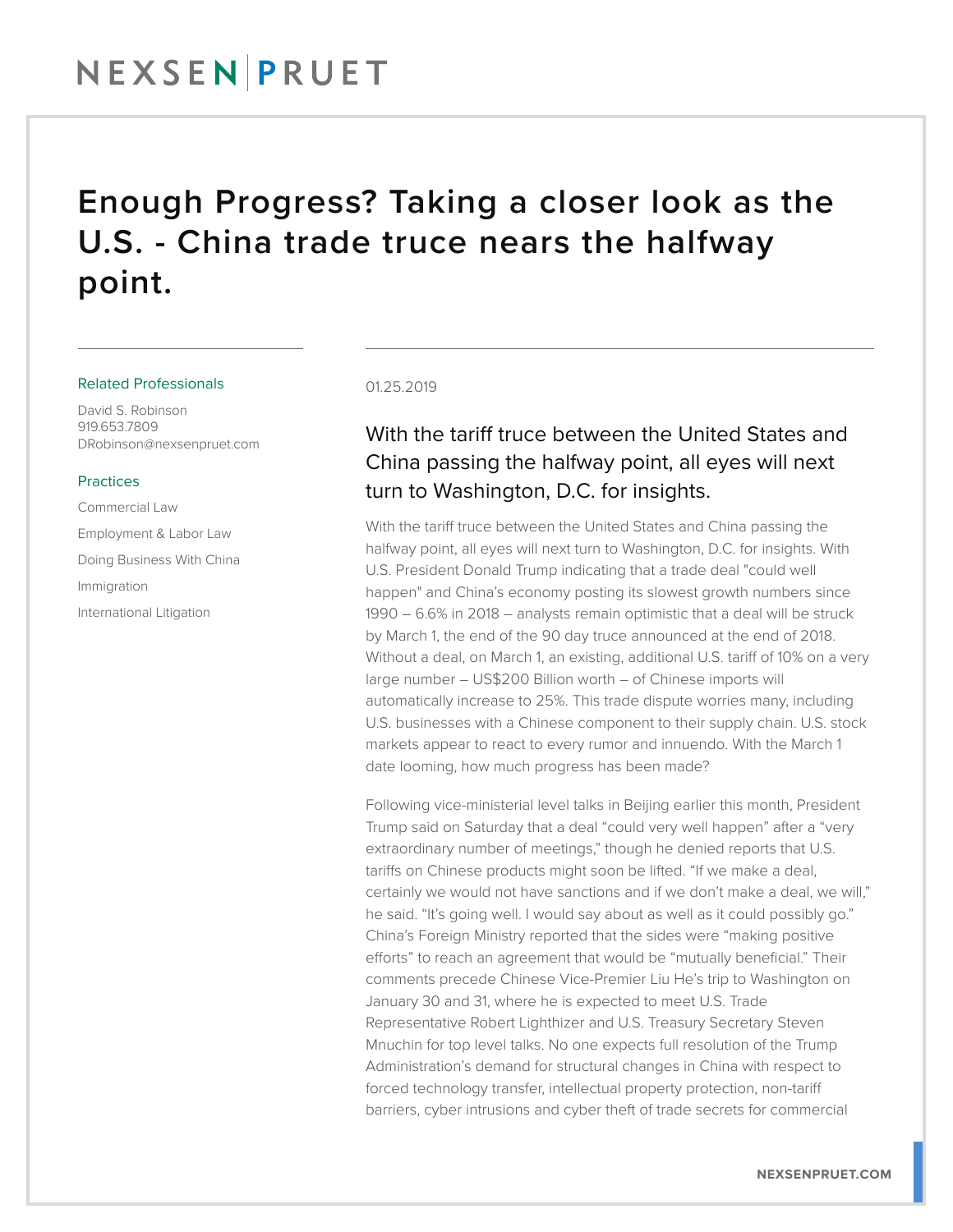NEXSEN | PRUET

# Enough Progress? Taking a closer look as the U.S. - China trade truce nears the halfway point.

**Related Professionals**

David S. Robinson
919.653.7809
DRobinson@nexsenpruet.com

**Practices**

Commercial Law

Employment & Labor Law

Doing Business With China

Immigration

International Litigation

01.25.2019

## With the tariff truce between the United States and China passing the halfway point, all eyes will next turn to Washington, D.C. for insights.

With the tariff truce between the United States and China passing the halfway point, all eyes will next turn to Washington, D.C. for insights. With U.S. President Donald Trump indicating that a trade deal "could well happen" and China's economy posting its slowest growth numbers since 1990 – 6.6% in 2018 – analysts remain optimistic that a deal will be struck by March 1, the end of the 90 day truce announced at the end of 2018. Without a deal, on March 1, an existing, additional U.S. tariff of 10% on a very large number – US$200 Billion worth – of Chinese imports will automatically increase to 25%. This trade dispute worries many, including U.S. businesses with a Chinese component to their supply chain. U.S. stock markets appear to react to every rumor and innuendo. With the March 1 date looming, how much progress has been made?

Following vice-ministerial level talks in Beijing earlier this month, President Trump said on Saturday that a deal "could very well happen" after a "very extraordinary number of meetings," though he denied reports that U.S. tariffs on Chinese products might soon be lifted. "If we make a deal, certainly we would not have sanctions and if we don't make a deal, we will," he said. "It's going well. I would say about as well as it could possibly go." China's Foreign Ministry reported that the sides were "making positive efforts" to reach an agreement that would be "mutually beneficial." Their comments precede Chinese Vice-Premier Liu He's trip to Washington on January 30 and 31, where he is expected to meet U.S. Trade Representative Robert Lighthizer and U.S. Treasury Secretary Steven Mnuchin for top level talks. No one expects full resolution of the Trump Administration's demand for structural changes in China with respect to forced technology transfer, intellectual property protection, non-tariff barriers, cyber intrusions and cyber theft of trade secrets for commercial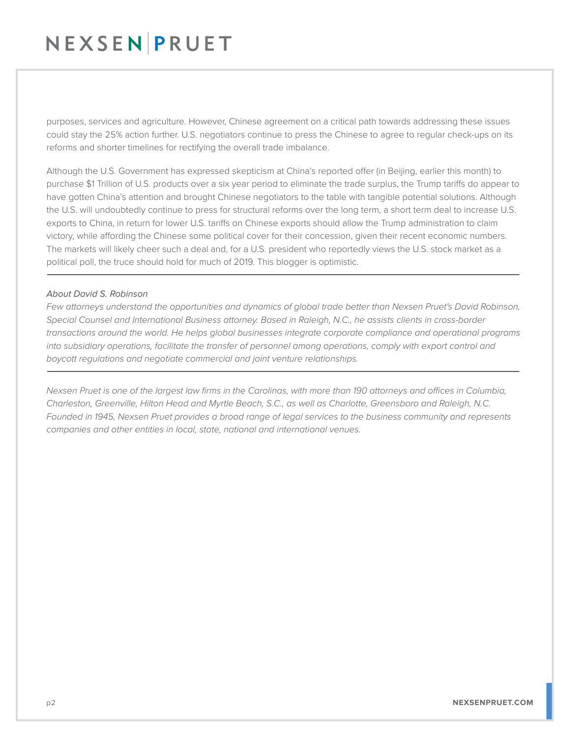purposes, services and agriculture. However, Chinese agreement on a critical path towards addressing these issues could stay the 25% action further. U.S. negotiators continue to press the Chinese to agree to regular check-ups on its reforms and shorter timelines for rectifying the overall trade imbalance.

Although the U.S. Government has expressed skepticism at China's reported offer (in Beijing, earlier this month) to purchase $1 Trillion of U.S. products over a six year period to eliminate the trade surplus, the Trump tariffs do appear to have gotten China's attention and brought Chinese negotiators to the table with tangible potential solutions. Although the U.S. will undoubtedly continue to press for structural reforms over the long term, a short term deal to increase U.S. exports to China, in return for lower U.S. tariffs on Chinese exports should allow the Trump administration to claim victory, while affording the Chinese some political cover for their concession, given their recent economic numbers. The markets will likely cheer such a deal and, for a U.S. president who reportedly views the U.S. stock market as a political poll, the truce should hold for much of 2019. This blogger is optimistic.

---

*About David S. Robinson*

*Few attorneys understand the opportunities and dynamics of global trade better than Nexsen Pruet's David Robinson, Special Counsel and International Business attorney. Based in Raleigh, N.C., he assists clients in cross-border transactions around the world. He helps global businesses integrate corporate compliance and operational programs into subsidiary operations, facilitate the transfer of personnel among operations, comply with export control and boycott regulations and negotiate commercial and joint venture relationships.*

---

*Nexsen Pruet is one of the largest law firms in the Carolinas, with more than 190 attorneys and offices in Columbia, Charleston, Greenville, Hilton Head and Myrtle Beach, S.C., as well as Charlotte, Greensboro and Raleigh, N.C. Founded in 1945, Nexsen Pruet provides a broad range of legal services to the business community and represents companies and other entities in local, state, national and international venues.*